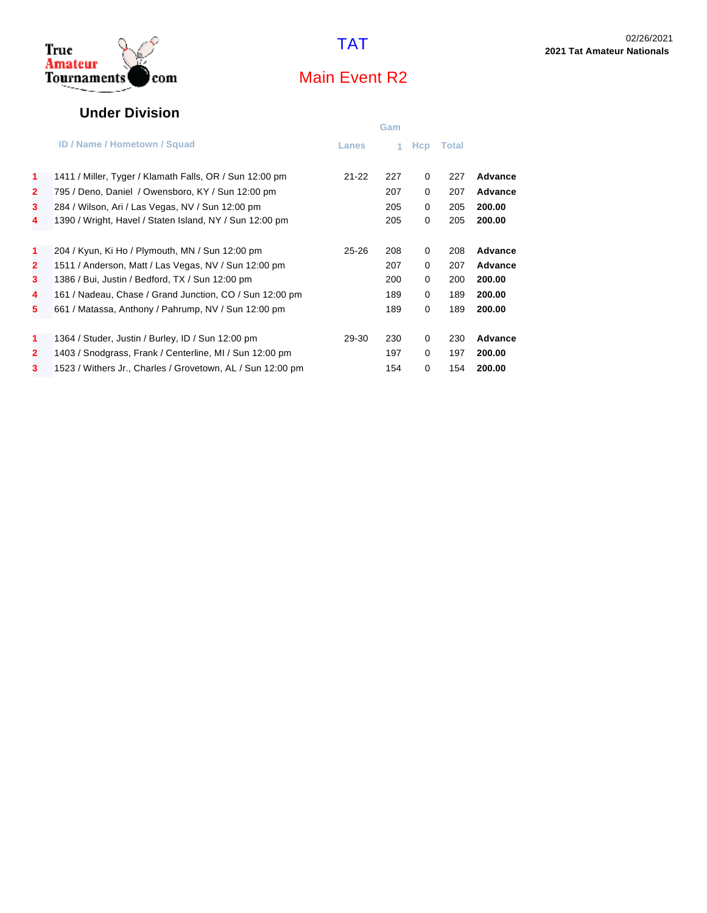True Amateur Tournaments.com

# TAT

## Main Event R2

02/26/2021
**2021 Tat Amateur Nationals**

### Under Division

| | ID / Name / Hometown / Squad | Lanes | Gam 1 | Hcp | Total | |
|---|---|---|---|---|---|---|
| 1 | 1411 / Miller, Tyger / Klamath Falls, OR / Sun 12:00 pm | 21-22 | 227 | 0 | 227 | **Advance** |
| 2 | 795 / Deno, Daniel / Owensboro, KY / Sun 12:00 pm | | 207 | 0 | 207 | **Advance** |
| 3 | 284 / Wilson, Ari / Las Vegas, NV / Sun 12:00 pm | | 205 | 0 | 205 | **200.00** |
| 4 | 1390 / Wright, Havel / Staten Island, NY / Sun 12:00 pm | | 205 | 0 | 205 | **200.00** |
| 1 | 204 / Kyun, Ki Ho / Plymouth, MN / Sun 12:00 pm | 25-26 | 208 | 0 | 208 | **Advance** |
| 2 | 1511 / Anderson, Matt / Las Vegas, NV / Sun 12:00 pm | | 207 | 0 | 207 | **Advance** |
| 3 | 1386 / Bui, Justin / Bedford, TX / Sun 12:00 pm | | 200 | 0 | 200 | **200.00** |
| 4 | 161 / Nadeau, Chase / Grand Junction, CO / Sun 12:00 pm | | 189 | 0 | 189 | **200.00** |
| 5 | 661 / Matassa, Anthony / Pahrump, NV / Sun 12:00 pm | | 189 | 0 | 189 | **200.00** |
| 1 | 1364 / Studer, Justin / Burley, ID / Sun 12:00 pm | 29-30 | 230 | 0 | 230 | **Advance** |
| 2 | 1403 / Snodgrass, Frank / Centerline, MI / Sun 12:00 pm | | 197 | 0 | 197 | **200.00** |
| 3 | 1523 / Withers Jr., Charles / Grovetown, AL / Sun 12:00 pm | | 154 | 0 | 154 | **200.00** |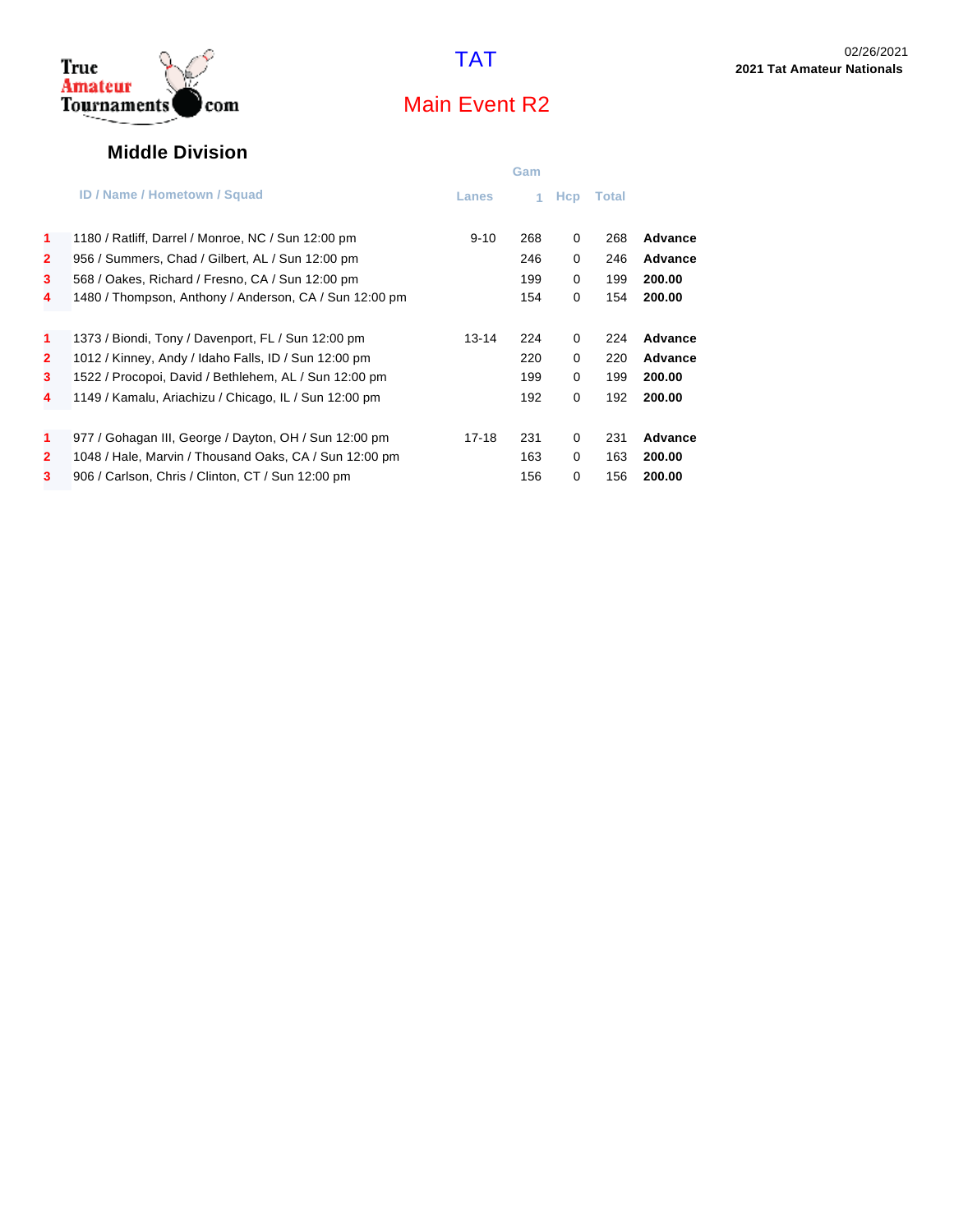# TAT

## Main Event R2

02/26/2021
**2021 Tat Amateur Nationals**

### Middle Division

| | ID / Name / Hometown / Squad | Lanes | Gam 1 | Hcp | Total | |
|---|---|---|---|---|---|---|
| 1 | 1180 / Ratliff, Darrel / Monroe, NC / Sun 12:00 pm | 9-10 | 268 | 0 | 268 | **Advance** |
| 2 | 956 / Summers, Chad / Gilbert, AL / Sun 12:00 pm | | 246 | 0 | 246 | **Advance** |
| 3 | 568 / Oakes, Richard / Fresno, CA / Sun 12:00 pm | | 199 | 0 | 199 | **200.00** |
| 4 | 1480 / Thompson, Anthony / Anderson, CA / Sun 12:00 pm | | 154 | 0 | 154 | **200.00** |
| 1 | 1373 / Biondi, Tony / Davenport, FL / Sun 12:00 pm | 13-14 | 224 | 0 | 224 | **Advance** |
| 2 | 1012 / Kinney, Andy / Idaho Falls, ID / Sun 12:00 pm | | 220 | 0 | 220 | **Advance** |
| 3 | 1522 / Procopoi, David / Bethlehem, AL / Sun 12:00 pm | | 199 | 0 | 199 | **200.00** |
| 4 | 1149 / Kamalu, Ariachizu / Chicago, IL / Sun 12:00 pm | | 192 | 0 | 192 | **200.00** |
| 1 | 977 / Gohagan III, George / Dayton, OH / Sun 12:00 pm | 17-18 | 231 | 0 | 231 | **Advance** |
| 2 | 1048 / Hale, Marvin / Thousand Oaks, CA / Sun 12:00 pm | | 163 | 0 | 163 | **200.00** |
| 3 | 906 / Carlson, Chris / Clinton, CT / Sun 12:00 pm | | 156 | 0 | 156 | **200.00** |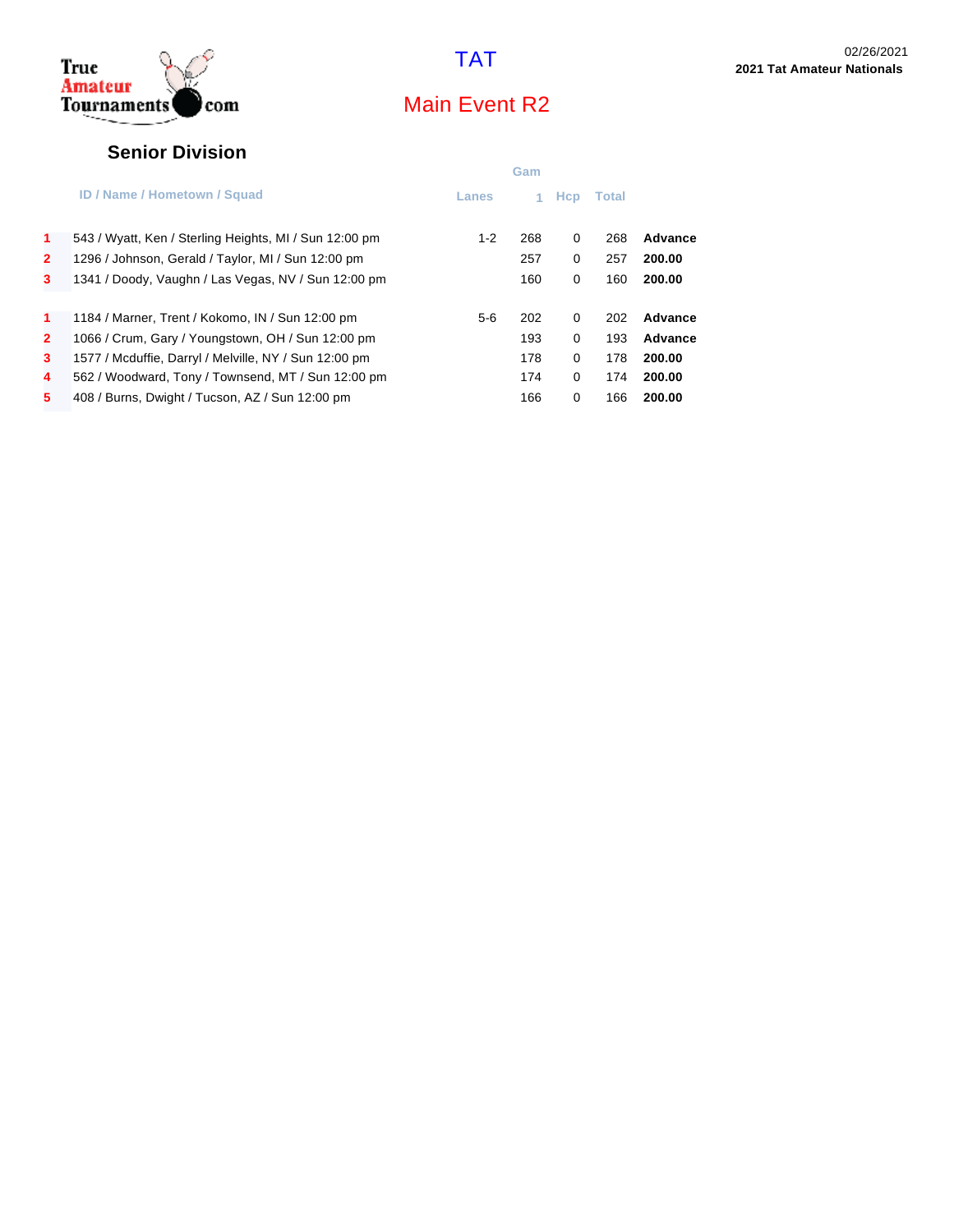TAT

## Main Event R2

02/26/2021
**2021 Tat Amateur Nationals**

True Amateur Tournaments.com

### Senior Division

| | ID / Name / Hometown / Squad | Lanes | Gam 1 | Hcp | Total | |
|---|---|---|---|---|---|---|
| 1 | 543 / Wyatt, Ken / Sterling Heights, MI / Sun 12:00 pm | 1-2 | 268 | 0 | 268 | **Advance** |
| 2 | 1296 / Johnson, Gerald / Taylor, MI / Sun 12:00 pm | | 257 | 0 | 257 | **200.00** |
| 3 | 1341 / Doody, Vaughn / Las Vegas, NV / Sun 12:00 pm | | 160 | 0 | 160 | **200.00** |
| 1 | 1184 / Marner, Trent / Kokomo, IN / Sun 12:00 pm | 5-6 | 202 | 0 | 202 | **Advance** |
| 2 | 1066 / Crum, Gary / Youngstown, OH / Sun 12:00 pm | | 193 | 0 | 193 | **Advance** |
| 3 | 1577 / Mcduffie, Darryl / Melville, NY / Sun 12:00 pm | | 178 | 0 | 178 | **200.00** |
| 4 | 562 / Woodward, Tony / Townsend, MT / Sun 12:00 pm | | 174 | 0 | 174 | **200.00** |
| 5 | 408 / Burns, Dwight / Tucson, AZ / Sun 12:00 pm | | 166 | 0 | 166 | **200.00** |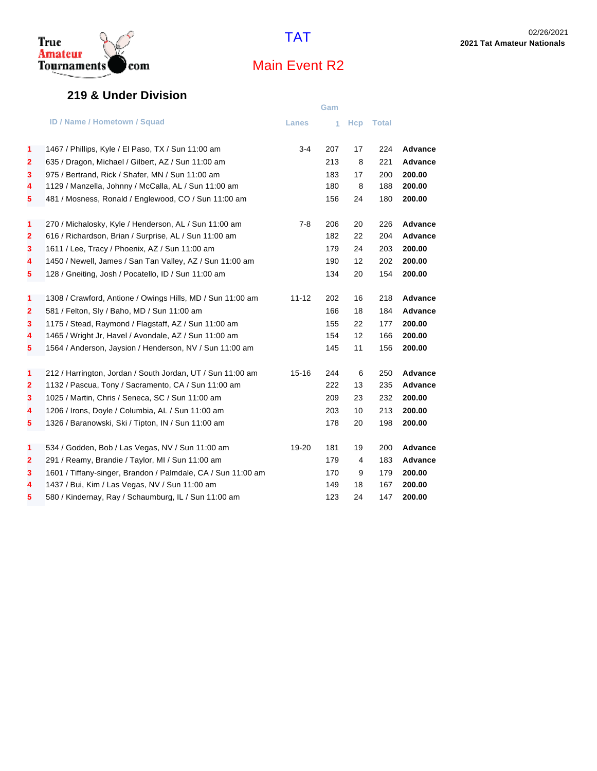TAT

02/26/2021

**2021 Tat Amateur Nationals**

## Main Event R2

### 219 & Under Division

| | ID / Name / Hometown / Squad | Lanes | Game 1 | Hcp | Total | |
|---|---|---|---|---|---|---|
| 1 | 1467 / Phillips, Kyle / El Paso, TX / Sun 11:00 am | 3-4 | 207 | 17 | 224 | **Advance** |
| 2 | 635 / Dragon, Michael / Gilbert, AZ / Sun 11:00 am | | 213 | 8 | 221 | **Advance** |
| 3 | 975 / Bertrand, Rick / Shafer, MN / Sun 11:00 am | | 183 | 17 | 200 | **200.00** |
| 4 | 1129 / Manzella, Johnny / McCalla, AL / Sun 11:00 am | | 180 | 8 | 188 | **200.00** |
| 5 | 481 / Mosness, Ronald / Englewood, CO / Sun 11:00 am | | 156 | 24 | 180 | **200.00** |
| 1 | 270 / Michalosky, Kyle / Henderson, AL / Sun 11:00 am | 7-8 | 206 | 20 | 226 | **Advance** |
| 2 | 616 / Richardson, Brian / Surprise, AL / Sun 11:00 am | | 182 | 22 | 204 | **Advance** |
| 3 | 1611 / Lee, Tracy / Phoenix, AZ / Sun 11:00 am | | 179 | 24 | 203 | **200.00** |
| 4 | 1450 / Newell, James / San Tan Valley, AZ / Sun 11:00 am | | 190 | 12 | 202 | **200.00** |
| 5 | 128 / Gneiting, Josh / Pocatello, ID / Sun 11:00 am | | 134 | 20 | 154 | **200.00** |
| 1 | 1308 / Crawford, Antione / Owings Hills, MD / Sun 11:00 am | 11-12 | 202 | 16 | 218 | **Advance** |
| 2 | 581 / Felton, Sly / Baho, MD / Sun 11:00 am | | 166 | 18 | 184 | **Advance** |
| 3 | 1175 / Stead, Raymond / Flagstaff, AZ / Sun 11:00 am | | 155 | 22 | 177 | **200.00** |
| 4 | 1465 / Wright Jr, Havel / Avondale, AZ / Sun 11:00 am | | 154 | 12 | 166 | **200.00** |
| 5 | 1564 / Anderson, Jaysion / Henderson, NV / Sun 11:00 am | | 145 | 11 | 156 | **200.00** |
| 1 | 212 / Harrington, Jordan / South Jordan, UT / Sun 11:00 am | 15-16 | 244 | 6 | 250 | **Advance** |
| 2 | 1132 / Pascua, Tony / Sacramento, CA / Sun 11:00 am | | 222 | 13 | 235 | **Advance** |
| 3 | 1025 / Martin, Chris / Seneca, SC / Sun 11:00 am | | 209 | 23 | 232 | **200.00** |
| 4 | 1206 / Irons, Doyle / Columbia, AL / Sun 11:00 am | | 203 | 10 | 213 | **200.00** |
| 5 | 1326 / Baranowski, Ski / Tipton, IN / Sun 11:00 am | | 178 | 20 | 198 | **200.00** |
| 1 | 534 / Godden, Bob / Las Vegas, NV / Sun 11:00 am | 19-20 | 181 | 19 | 200 | **Advance** |
| 2 | 291 / Reamy, Brandie / Taylor, MI / Sun 11:00 am | | 179 | 4 | 183 | **Advance** |
| 3 | 1601 / Tiffany-singer, Brandon / Palmdale, CA / Sun 11:00 am | | 170 | 9 | 179 | **200.00** |
| 4 | 1437 / Bui, Kim / Las Vegas, NV / Sun 11:00 am | | 149 | 18 | 167 | **200.00** |
| 5 | 580 / Kindernay, Ray / Schaumburg, IL / Sun 11:00 am | | 123 | 24 | 147 | **200.00** |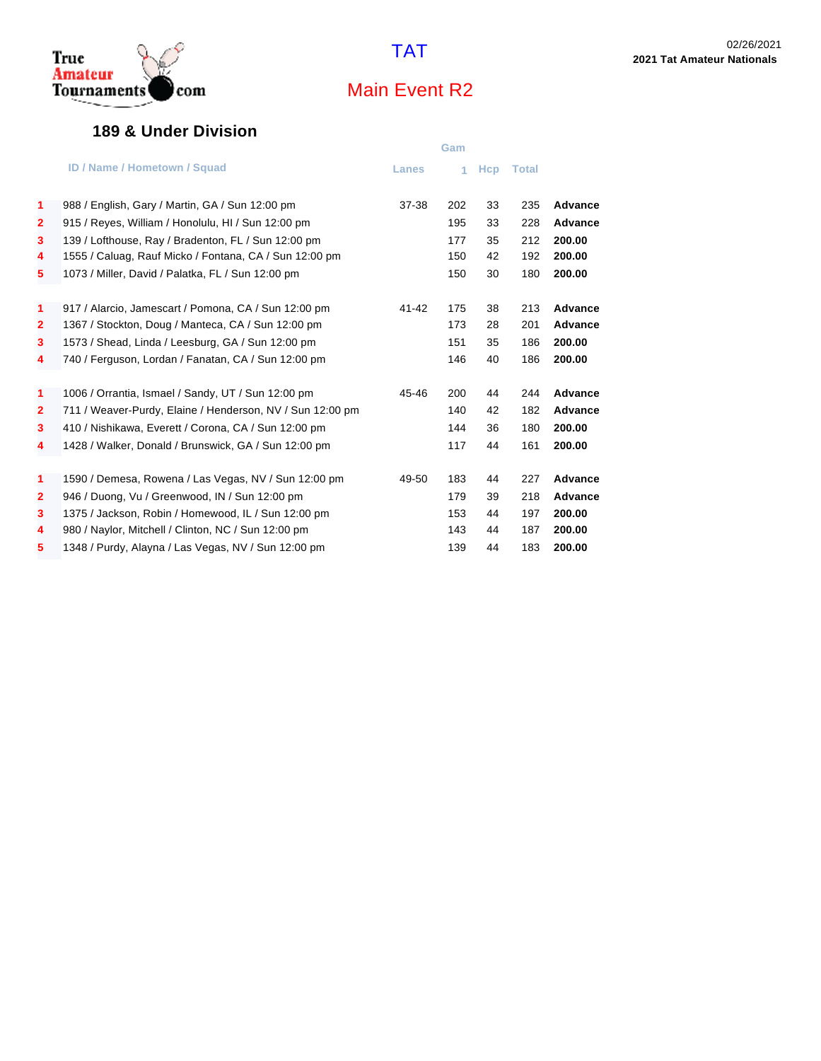TAT

# Main Event R2

02/26/2021
**2021 Tat Amateur Nationals**

## 189 & Under Division

| | ID / Name / Hometown / Squad | Lanes | Gam 1 | Hcp | Total | |
|---|---|---|---|---|---|---|
| 1 | 988 / English, Gary / Martin, GA / Sun 12:00 pm | 37-38 | 202 | 33 | 235 | **Advance** |
| 2 | 915 / Reyes, William / Honolulu, HI / Sun 12:00 pm | | 195 | 33 | 228 | **Advance** |
| 3 | 139 / Lofthouse, Ray / Bradenton, FL / Sun 12:00 pm | | 177 | 35 | 212 | **200.00** |
| 4 | 1555 / Caluag, Rauf Micko / Fontana, CA / Sun 12:00 pm | | 150 | 42 | 192 | **200.00** |
| 5 | 1073 / Miller, David / Palatka, FL / Sun 12:00 pm | | 150 | 30 | 180 | **200.00** |
| 1 | 917 / Alarcio, Jamescart / Pomona, CA / Sun 12:00 pm | 41-42 | 175 | 38 | 213 | **Advance** |
| 2 | 1367 / Stockton, Doug / Manteca, CA / Sun 12:00 pm | | 173 | 28 | 201 | **Advance** |
| 3 | 1573 / Shead, Linda / Leesburg, GA / Sun 12:00 pm | | 151 | 35 | 186 | **200.00** |
| 4 | 740 / Ferguson, Lordan / Fanatan, CA / Sun 12:00 pm | | 146 | 40 | 186 | **200.00** |
| 1 | 1006 / Orrantia, Ismael / Sandy, UT / Sun 12:00 pm | 45-46 | 200 | 44 | 244 | **Advance** |
| 2 | 711 / Weaver-Purdy, Elaine / Henderson, NV / Sun 12:00 pm | | 140 | 42 | 182 | **Advance** |
| 3 | 410 / Nishikawa, Everett / Corona, CA / Sun 12:00 pm | | 144 | 36 | 180 | **200.00** |
| 4 | 1428 / Walker, Donald / Brunswick, GA / Sun 12:00 pm | | 117 | 44 | 161 | **200.00** |
| 1 | 1590 / Demesa, Rowena / Las Vegas, NV / Sun 12:00 pm | 49-50 | 183 | 44 | 227 | **Advance** |
| 2 | 946 / Duong, Vu / Greenwood, IN / Sun 12:00 pm | | 179 | 39 | 218 | **Advance** |
| 3 | 1375 / Jackson, Robin / Homewood, IL / Sun 12:00 pm | | 153 | 44 | 197 | **200.00** |
| 4 | 980 / Naylor, Mitchell / Clinton, NC / Sun 12:00 pm | | 143 | 44 | 187 | **200.00** |
| 5 | 1348 / Purdy, Alayna / Las Vegas, NV / Sun 12:00 pm | | 139 | 44 | 183 | **200.00** |